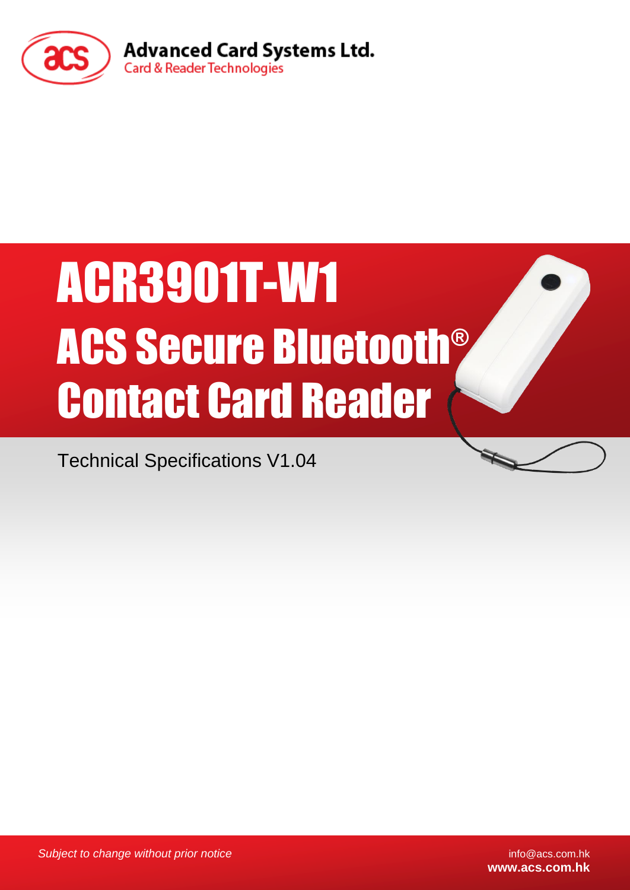**Advanced Card Systems Ltd.**
Card & Reader Technologies

# ACR3901T-W1

# ACS Secure Bluetooth® Contact Card Reader

Technical Specifications V1.04

*Subject to change without prior notice*

info@acs.com.hk
**www.acs.com.hk**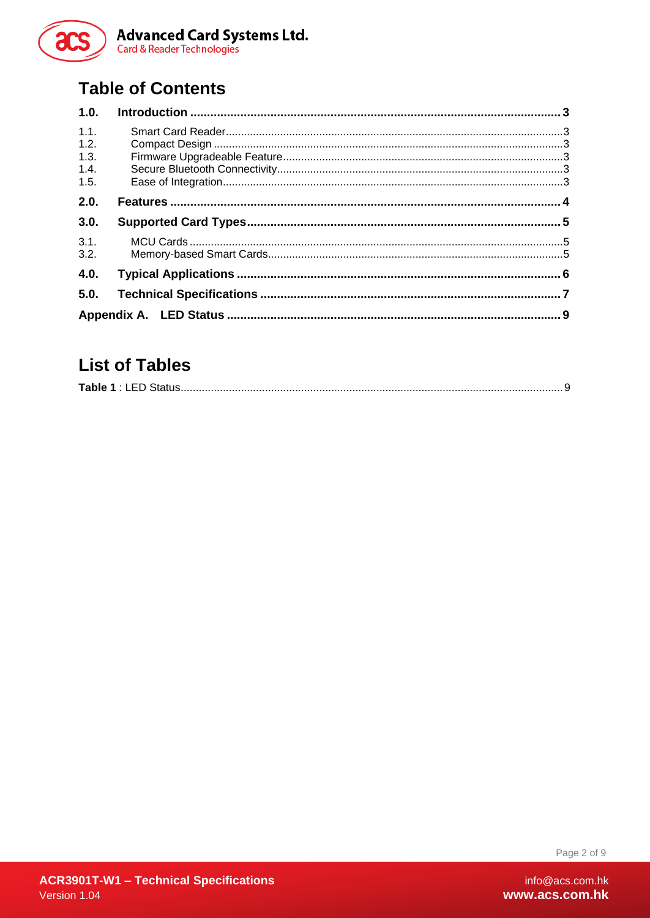## Table of Contents

**1.0. Introduction ........................................................................................................ 3**

1.1. Smart Card Reader .................................................................................................. 3
1.2. Compact Design ...................................................................................................... 3
1.3. Firmware Upgradeable Feature ............................................................................... 3
1.4. Secure Bluetooth Connectivity ................................................................................. 3
1.5. Ease of Integration ................................................................................................... 3

**2.0. Features ................................................................................................................ 4**

**3.0. Supported Card Types ......................................................................................... 5**

3.1. MCU Cards ............................................................................................................. 5
3.2. Memory-based Smart Cards ................................................................................... 5

**4.0. Typical Applications ............................................................................................ 6**

**5.0. Technical Specifications ..................................................................................... 7**

**Appendix A. LED Status .............................................................................................. 9**

## List of Tables

**Table 1** : LED Status ........................................................................................................ 9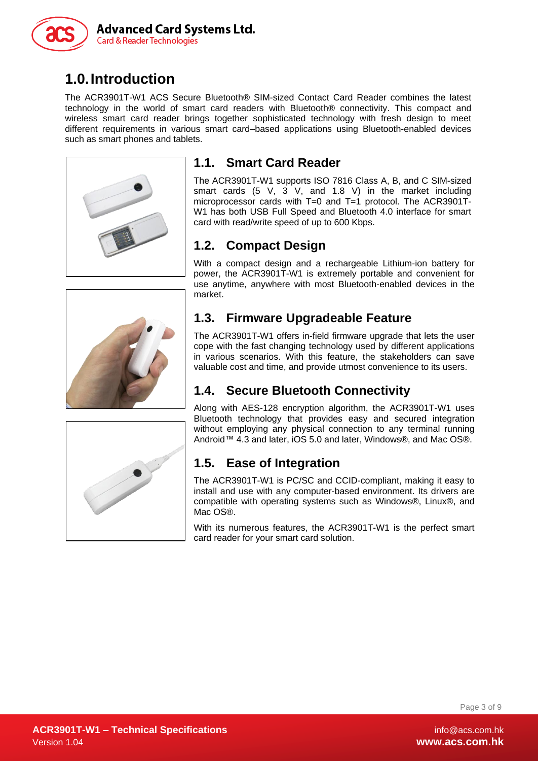# 1.0. Introduction

The ACR3901T-W1 ACS Secure Bluetooth® SIM-sized Contact Card Reader combines the latest technology in the world of smart card readers with Bluetooth® connectivity. This compact and wireless smart card reader brings together sophisticated technology with fresh design to meet different requirements in various smart card–based applications using Bluetooth-enabled devices such as smart phones and tablets.

## 1.1. Smart Card Reader

The ACR3901T-W1 supports ISO 7816 Class A, B, and C SIM-sized smart cards (5 V, 3 V, and 1.8 V) in the market including microprocessor cards with T=0 and T=1 protocol. The ACR3901T-W1 has both USB Full Speed and Bluetooth 4.0 interface for smart card with read/write speed of up to 600 Kbps.

## 1.2. Compact Design

With a compact design and a rechargeable Lithium-ion battery for power, the ACR3901T-W1 is extremely portable and convenient for use anytime, anywhere with most Bluetooth-enabled devices in the market.

## 1.3. Firmware Upgradeable Feature

The ACR3901T-W1 offers in-field firmware upgrade that lets the user cope with the fast changing technology used by different applications in various scenarios. With this feature, the stakeholders can save valuable cost and time, and provide utmost convenience to its users.

## 1.4. Secure Bluetooth Connectivity

Along with AES-128 encryption algorithm, the ACR3901T-W1 uses Bluetooth technology that provides easy and secured integration without employing any physical connection to any terminal running Android™ 4.3 and later, iOS 5.0 and later, Windows®, and Mac OS®.

## 1.5. Ease of Integration

The ACR3901T-W1 is PC/SC and CCID-compliant, making it easy to install and use with any computer-based environment. Its drivers are compatible with operating systems such as Windows®, Linux®, and Mac OS®.

With its numerous features, the ACR3901T-W1 is the perfect smart card reader for your smart card solution.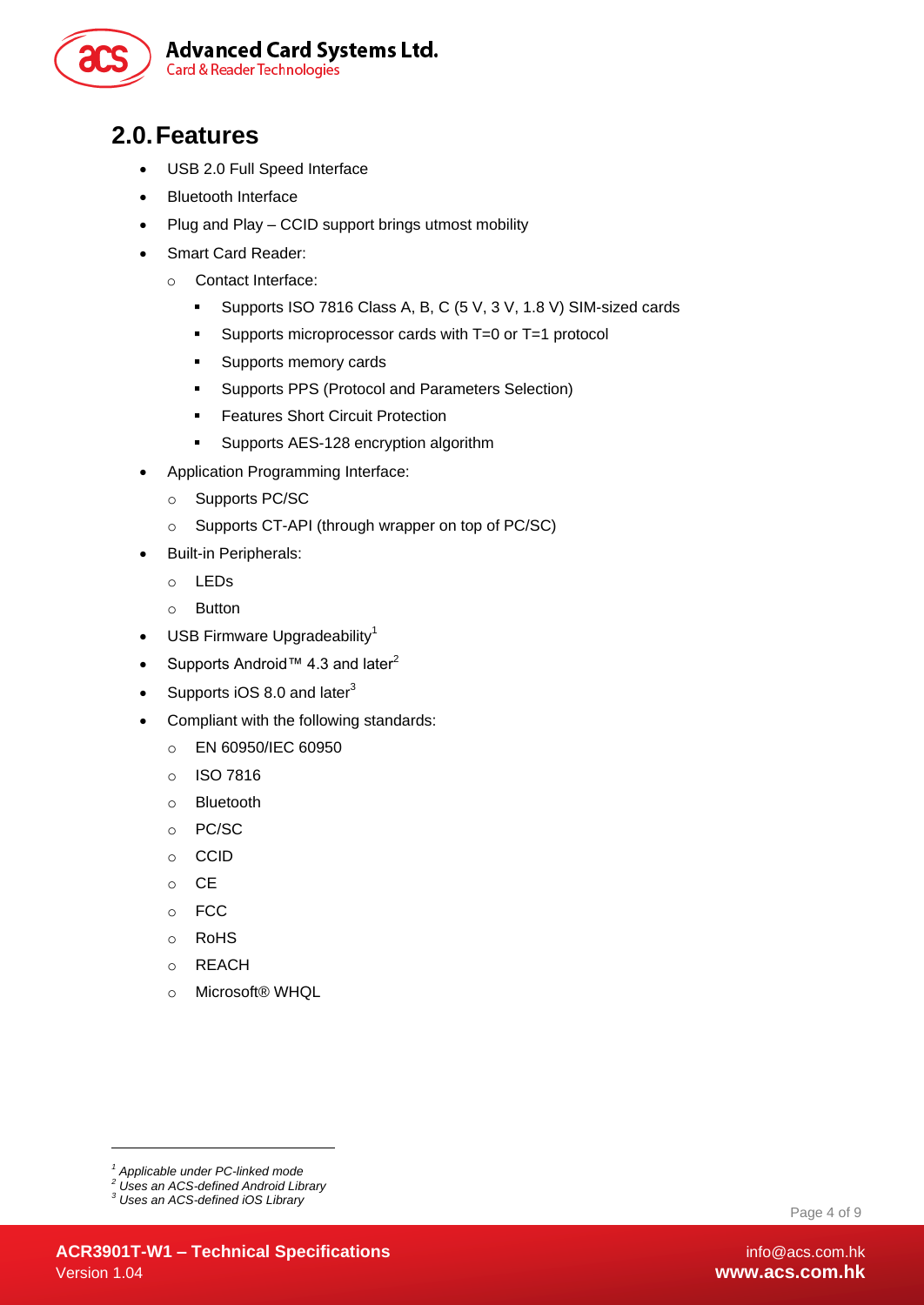## 2.0. Features

- USB 2.0 Full Speed Interface
- Bluetooth Interface
- Plug and Play – CCID support brings utmost mobility
- Smart Card Reader:
  - Contact Interface:
    - Supports ISO 7816 Class A, B, C (5 V, 3 V, 1.8 V) SIM-sized cards
    - Supports microprocessor cards with T=0 or T=1 protocol
    - Supports memory cards
    - Supports PPS (Protocol and Parameters Selection)
    - Features Short Circuit Protection
    - Supports AES-128 encryption algorithm
- Application Programming Interface:
  - Supports PC/SC
  - Supports CT-API (through wrapper on top of PC/SC)
- Built-in Peripherals:
  - LEDs
  - Button
- USB Firmware Upgradeability[1]
- Supports Android™ 4.3 and later[2]
- Supports iOS 8.0 and later[3]
- Compliant with the following standards:
  - EN 60950/IEC 60950
  - ISO 7816
  - Bluetooth
  - PC/SC
  - CCID
  - CE
  - FCC
  - RoHS
  - REACH
  - Microsoft® WHQL

---

[1] *Applicable under PC-linked mode*
[2] *Uses an ACS-defined Android Library*
[3] *Uses an ACS-defined iOS Library*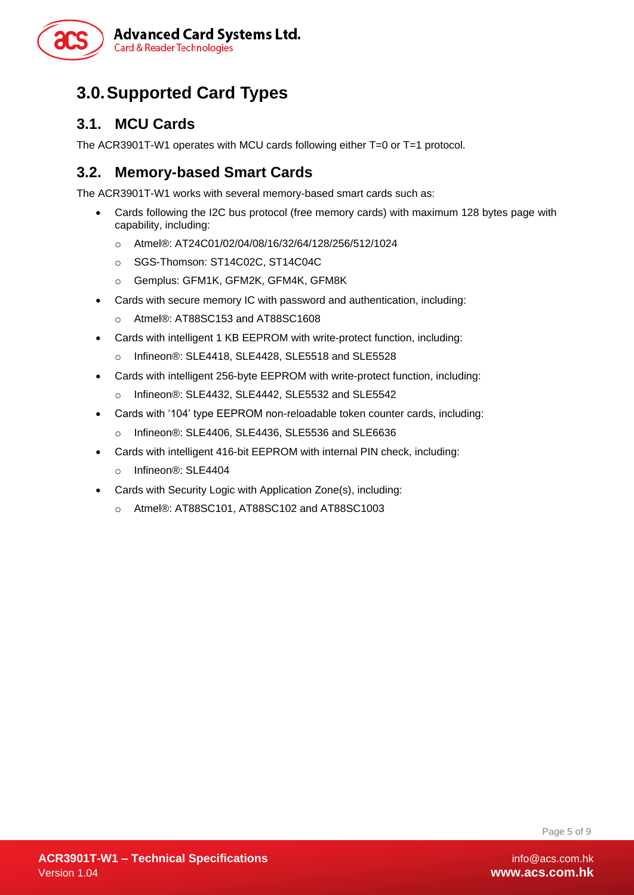# 3.0. Supported Card Types

## 3.1. MCU Cards

The ACR3901T-W1 operates with MCU cards following either T=0 or T=1 protocol.

## 3.2. Memory-based Smart Cards

The ACR3901T-W1 works with several memory-based smart cards such as:

- Cards following the I2C bus protocol (free memory cards) with maximum 128 bytes page with capability, including:
  - Atmel®: AT24C01/02/04/08/16/32/64/128/256/512/1024
  - SGS-Thomson: ST14C02C, ST14C04C
  - Gemplus: GFM1K, GFM2K, GFM4K, GFM8K
- Cards with secure memory IC with password and authentication, including:
  - Atmel®: AT88SC153 and AT88SC1608
- Cards with intelligent 1 KB EEPROM with write-protect function, including:
  - Infineon®: SLE4418, SLE4428, SLE5518 and SLE5528
- Cards with intelligent 256-byte EEPROM with write-protect function, including:
  - Infineon®: SLE4432, SLE4442, SLE5532 and SLE5542
- Cards with '104' type EEPROM non-reloadable token counter cards, including:
  - Infineon®: SLE4406, SLE4436, SLE5536 and SLE6636
- Cards with intelligent 416-bit EEPROM with internal PIN check, including:
  - Infineon®: SLE4404
- Cards with Security Logic with Application Zone(s), including:
  - Atmel®: AT88SC101, AT88SC102 and AT88SC1003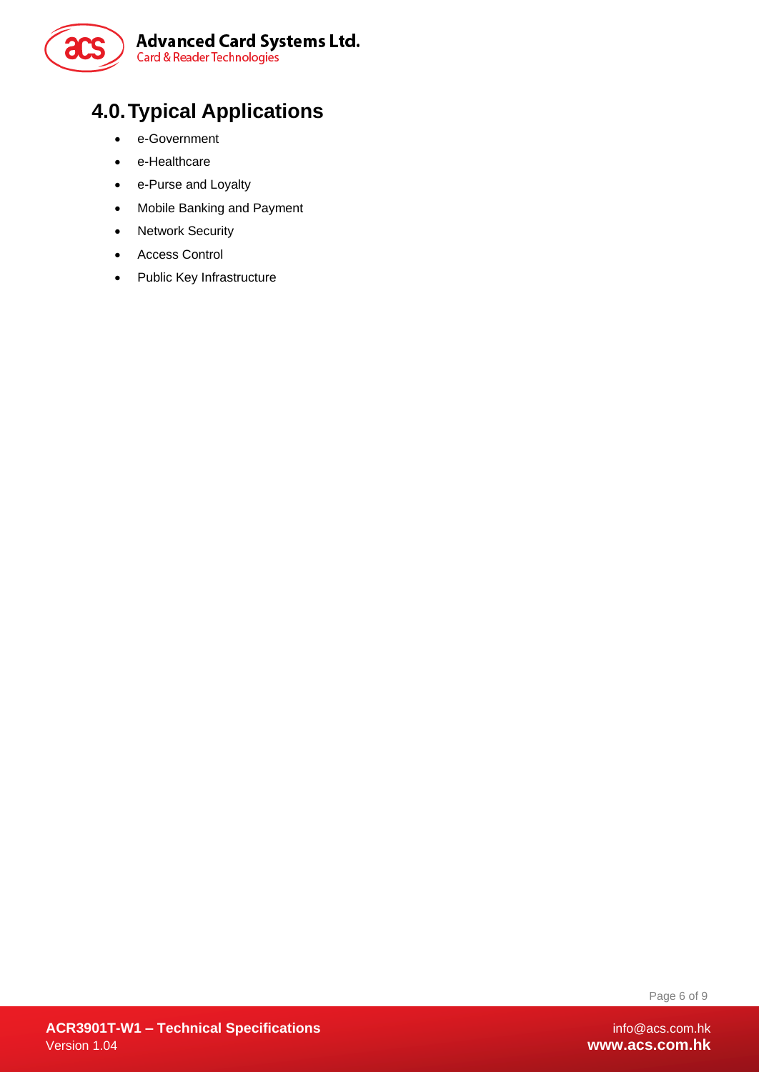# 4.0. Typical Applications

- e-Government
- e-Healthcare
- e-Purse and Loyalty
- Mobile Banking and Payment
- Network Security
- Access Control
- Public Key Infrastructure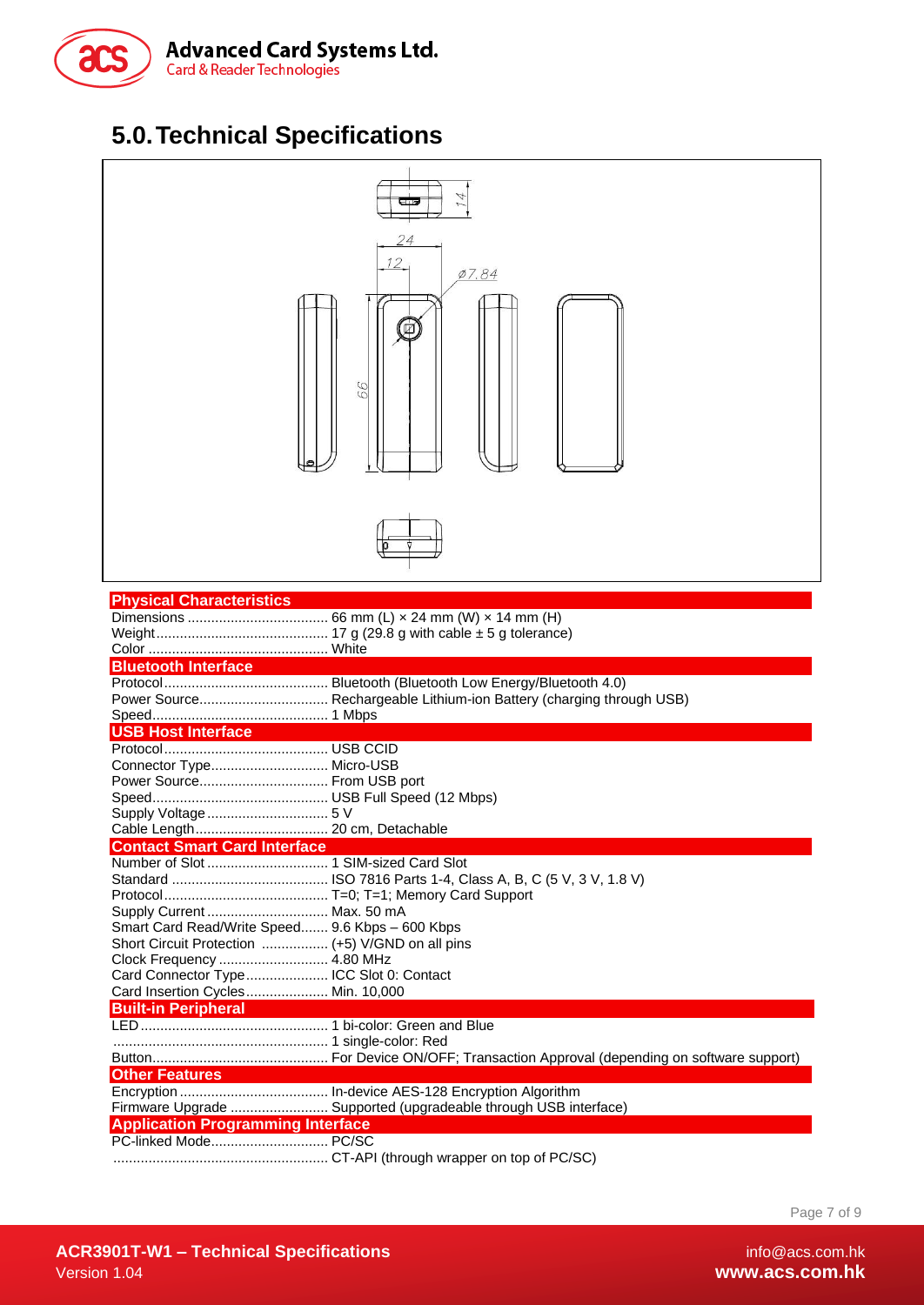# 5.0. Technical Specifications

**Physical Characteristics**

Dimensions .................................... 66 mm (L) × 24 mm (W) × 14 mm (H)
Weight............................................ 17 g (29.8 g with cable ± 5 g tolerance)
Color .............................................. White

**Bluetooth Interface**

Protocol.......................................... Bluetooth (Bluetooth Low Energy/Bluetooth 4.0)
Power Source................................. Rechargeable Lithium-ion Battery (charging through USB)
Speed............................................. 1 Mbps

**USB Host Interface**

Protocol.......................................... USB CCID
Connector Type.............................. Micro-USB
Power Source................................. From USB port
Speed............................................. USB Full Speed (12 Mbps)
Supply Voltage ............................... 5 V
Cable Length.................................. 20 cm, Detachable

**Contact Smart Card Interface**

Number of Slot ............................... 1 SIM-sized Card Slot
Standard ........................................ ISO 7816 Parts 1-4, Class A, B, C (5 V, 3 V, 1.8 V)
Protocol.......................................... T=0; T=1; Memory Card Support
Supply Current ............................... Max. 50 mA
Smart Card Read/Write Speed....... 9.6 Kbps – 600 Kbps
Short Circuit Protection ................. (+5) V/GND on all pins
Clock Frequency ............................ 4.80 MHz
Card Connector Type..................... ICC Slot 0: Contact
Card Insertion Cycles..................... Min. 10,000

**Built-in Peripheral**

LED ................................................ 1 bi-color: Green and Blue
...................................................... 1 single-color: Red
Button............................................ For Device ON/OFF; Transaction Approval (depending on software support)

**Other Features**

Encryption ...................................... In-device AES-128 Encryption Algorithm
Firmware Upgrade ......................... Supported (upgradeable through USB interface)

**Application Programming Interface**

PC-linked Mode............................. PC/SC
...................................................... CT-API (through wrapper on top of PC/SC)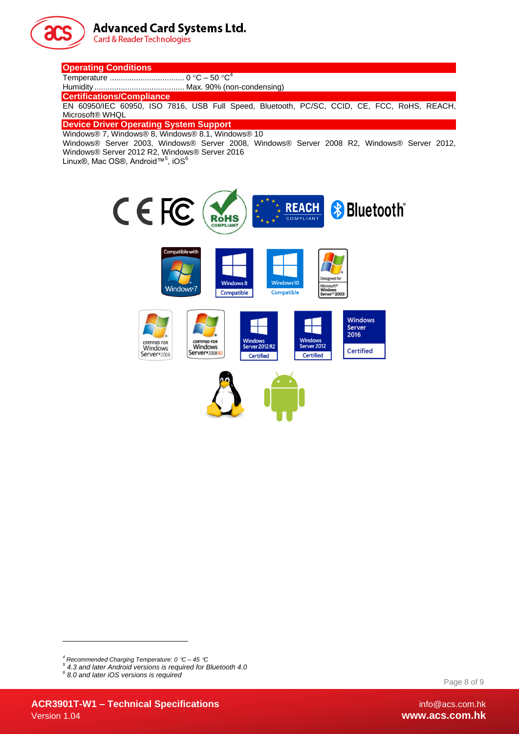### Operating Conditions

Temperature .................................. 0 °C – 50 °C[4]

Humidity ........................................... Max. 90% (non-condensing)

### Certifications/Compliance

EN 60950/IEC 60950, ISO 7816, USB Full Speed, Bluetooth, PC/SC, CCID, CE, FCC, RoHS, REACH, Microsoft® WHQL

### Device Driver Operating System Support

Windows® 7, Windows® 8, Windows® 8.1, Windows® 10

Windows® Server 2003, Windows® Server 2008, Windows® Server 2008 R2, Windows® Server 2012, Windows® Server 2012 R2, Windows® Server 2016

Linux®, Mac OS®, Android™[5], iOS[6]

---

*[4] Recommended Charging Temperature: 0 °C – 45 °C*

*[5] 4.3 and later Android versions is required for Bluetooth 4.0*

*[6] 8.0 and later iOS versions is required*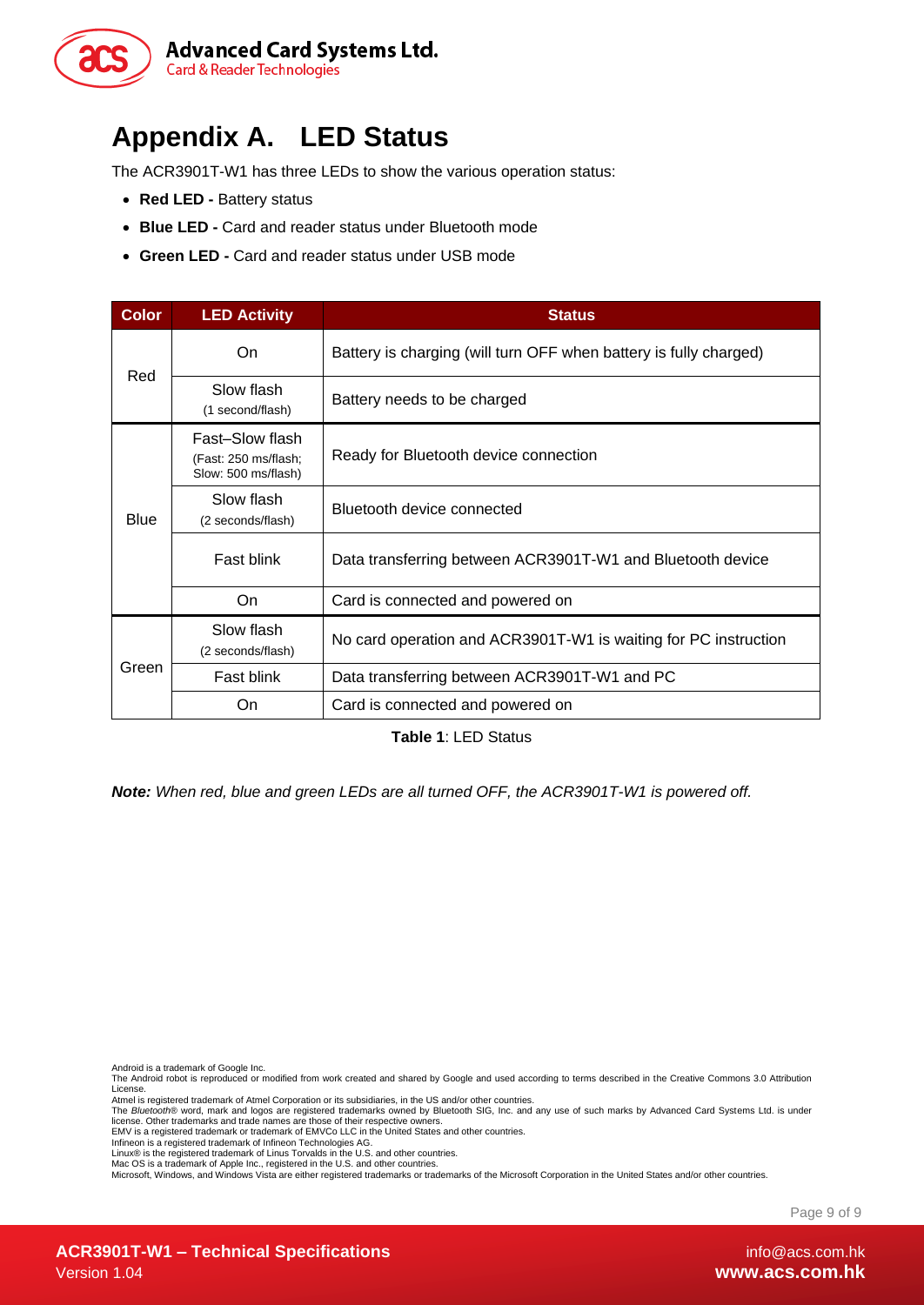# Appendix A. LED Status

The ACR3901T-W1 has three LEDs to show the various operation status:

- **Red LED -** Battery status
- **Blue LED -** Card and reader status under Bluetooth mode
- **Green LED -** Card and reader status under USB mode

| Color | LED Activity | Status |
|---|---|---|
| Red | On | Battery is charging (will turn OFF when battery is fully charged) |
| | Slow flash (1 second/flash) | Battery needs to be charged |
| Blue | Fast–Slow flash (Fast: 250 ms/flash; Slow: 500 ms/flash) | Ready for Bluetooth device connection |
| | Slow flash (2 seconds/flash) | Bluetooth device connected |
| | Fast blink | Data transferring between ACR3901T-W1 and Bluetooth device |
| | On | Card is connected and powered on |
| Green | Slow flash (2 seconds/flash) | No card operation and ACR3901T-W1 is waiting for PC instruction |
| | Fast blink | Data transferring between ACR3901T-W1 and PC |
| | On | Card is connected and powered on |

**Table 1**: LED Status

***Note:*** *When red, blue and green LEDs are all turned OFF, the ACR3901T-W1 is powered off.*

Android is a trademark of Google Inc.
The Android robot is reproduced or modified from work created and shared by Google and used according to terms described in the Creative Commons 3.0 Attribution License.
Atmel is registered trademark of Atmel Corporation or its subsidiaries, in the US and/or other countries.
The *Bluetooth*® word, mark and logos are registered trademarks owned by Bluetooth SIG, Inc. and any use of such marks by Advanced Card Systems Ltd. is under license. Other trademarks and trade names are those of their respective owners.
EMV is a registered trademark or trademark of EMVCo LLC in the United States and other countries.
Infineon is a registered trademark of Infineon Technologies AG.
Linux® is the registered trademark of Linus Torvalds in the U.S. and other countries.
Mac OS is a trademark of Apple Inc., registered in the U.S. and other countries.
Microsoft, Windows, and Windows Vista are either registered trademarks or trademarks of the Microsoft Corporation in the United States and/or other countries.